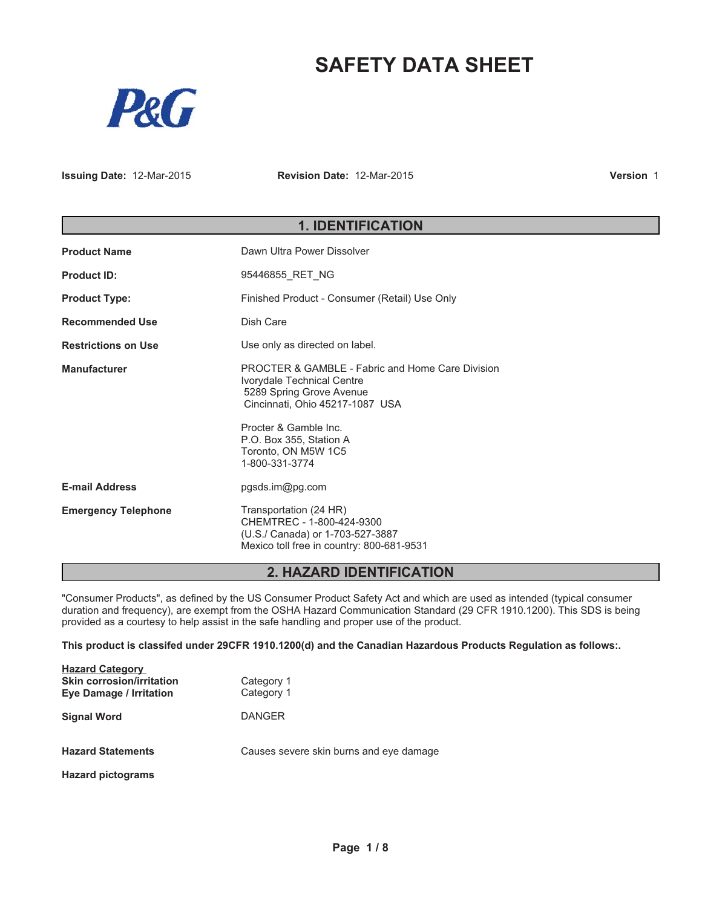# SAFETY DATA SHEET

P&G

**Issuing Date:** 12-Mar-2015 **Revision Date:** 12-Mar-2015 **Version** 1

## 1. IDENTIFICATION

| | |
|---|---|
| **Product Name** | Dawn Ultra Power Dissolver |
| **Product ID:** | 95446855_RET_NG |
| **Product Type:** | Finished Product - Consumer (Retail) Use Only |
| **Recommended Use** | Dish Care |
| **Restrictions on Use** | Use only as directed on label. |
| **Manufacturer** | PROCTER & GAMBLE - Fabric and Home Care Division<br>Ivorydale Technical Centre<br>5289 Spring Grove Avenue<br>Cincinnati, Ohio 45217-1087 USA<br><br>Procter & Gamble Inc.<br>P.O. Box 355, Station A<br>Toronto, ON M5W 1C5<br>1-800-331-3774 |
| **E-mail Address** | pgsds.im@pg.com |
| **Emergency Telephone** | Transportation (24 HR)<br>CHEMTREC - 1-800-424-9300<br>(U.S./ Canada) or 1-703-527-3887<br>Mexico toll free in country: 800-681-9531 |

## 2. HAZARD IDENTIFICATION

"Consumer Products", as defined by the US Consumer Product Safety Act and which are used as intended (typical consumer duration and frequency), are exempt from the OSHA Hazard Communication Standard (29 CFR 1910.1200). This SDS is being provided as a courtesy to help assist in the safe handling and proper use of the product.

**This product is classifed under 29CFR 1910.1200(d) and the Canadian Hazardous Products Regulation as follows:.**

| **Hazard Category** | |
|---|---|
| **Skin corrosion/irritation** | Category 1 |
| **Eye Damage / Irritation** | Category 1 |

**Signal Word** DANGER

**Hazard Statements** Causes severe skin burns and eye damage

**Hazard pictograms**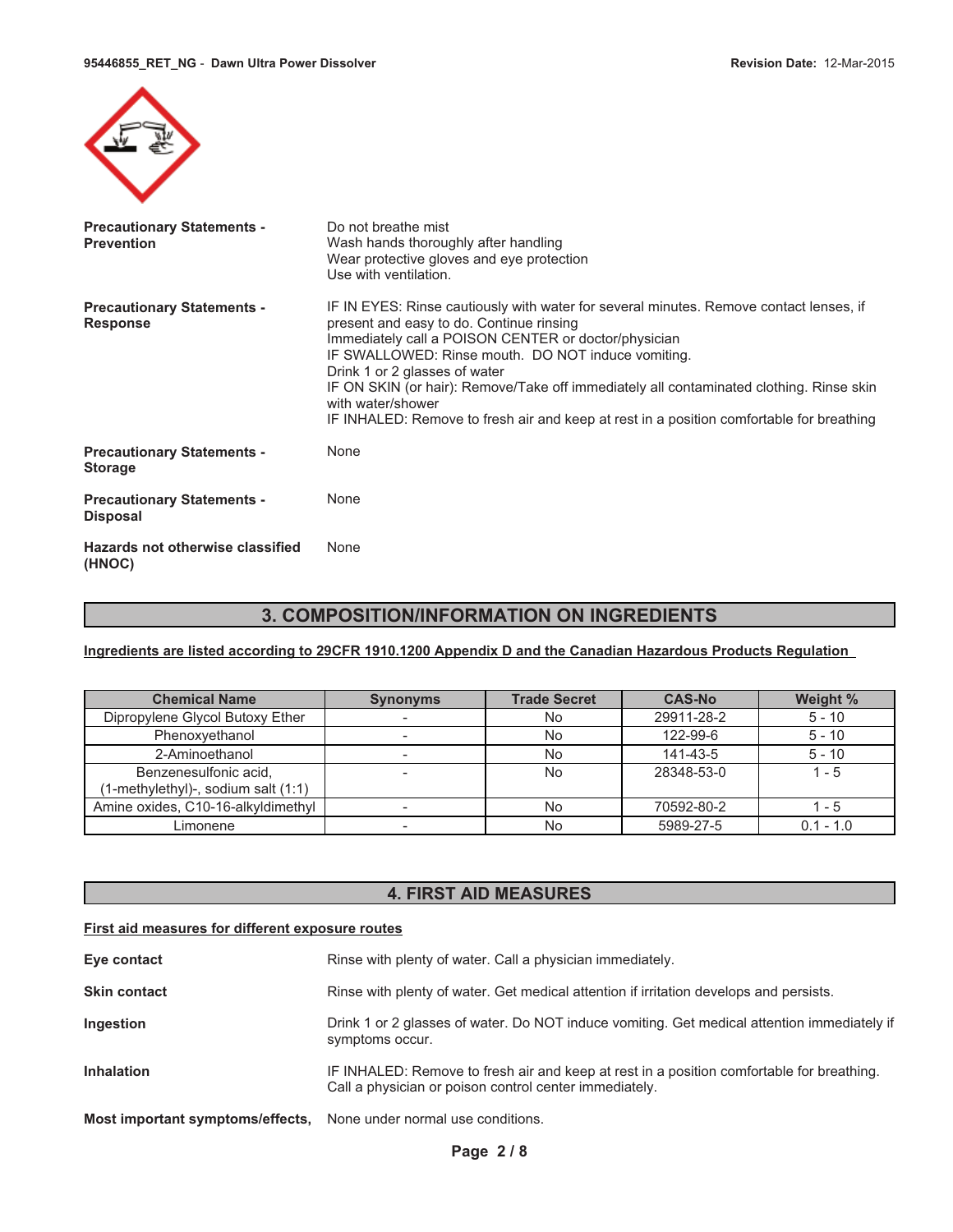**Precautionary Statements - Prevention**

Do not breathe mist
Wash hands thoroughly after handling
Wear protective gloves and eye protection
Use with ventilation.

**Precautionary Statements - Response**

IF IN EYES: Rinse cautiously with water for several minutes. Remove contact lenses, if present and easy to do. Continue rinsing
Immediately call a POISON CENTER or doctor/physician
IF SWALLOWED: Rinse mouth. DO NOT induce vomiting.
Drink 1 or 2 glasses of water
IF ON SKIN (or hair): Remove/Take off immediately all contaminated clothing. Rinse skin with water/shower
IF INHALED: Remove to fresh air and keep at rest in a position comfortable for breathing

**Precautionary Statements - Storage**

None

**Precautionary Statements - Disposal**

None

**Hazards not otherwise classified (HNOC)**

None

## 3. COMPOSITION/INFORMATION ON INGREDIENTS

**Ingredients are listed according to 29CFR 1910.1200 Appendix D and the Canadian Hazardous Products Regulation**

| Chemical Name | Synonyms | Trade Secret | CAS-No | Weight % |
|---|---|---|---|---|
| Dipropylene Glycol Butoxy Ether | - | No | 29911-28-2 | 5 - 10 |
| Phenoxyethanol | - | No | 122-99-6 | 5 - 10 |
| 2-Aminoethanol | - | No | 141-43-5 | 5 - 10 |
| Benzenesulfonic acid, (1-methylethyl)-, sodium salt (1:1) | - | No | 28348-53-0 | 1 - 5 |
| Amine oxides, C10-16-alkyldimethyl | - | No | 70592-80-2 | 1 - 5 |
| Limonene | - | No | 5989-27-5 | 0.1 - 1.0 |

## 4. FIRST AID MEASURES

**First aid measures for different exposure routes**

**Eye contact**
Rinse with plenty of water. Call a physician immediately.

**Skin contact**
Rinse with plenty of water. Get medical attention if irritation develops and persists.

**Ingestion**
Drink 1 or 2 glasses of water. Do NOT induce vomiting. Get medical attention immediately if symptoms occur.

**Inhalation**
IF INHALED: Remove to fresh air and keep at rest in a position comfortable for breathing. Call a physician or poison control center immediately.

**Most important symptoms/effects,**
None under normal use conditions.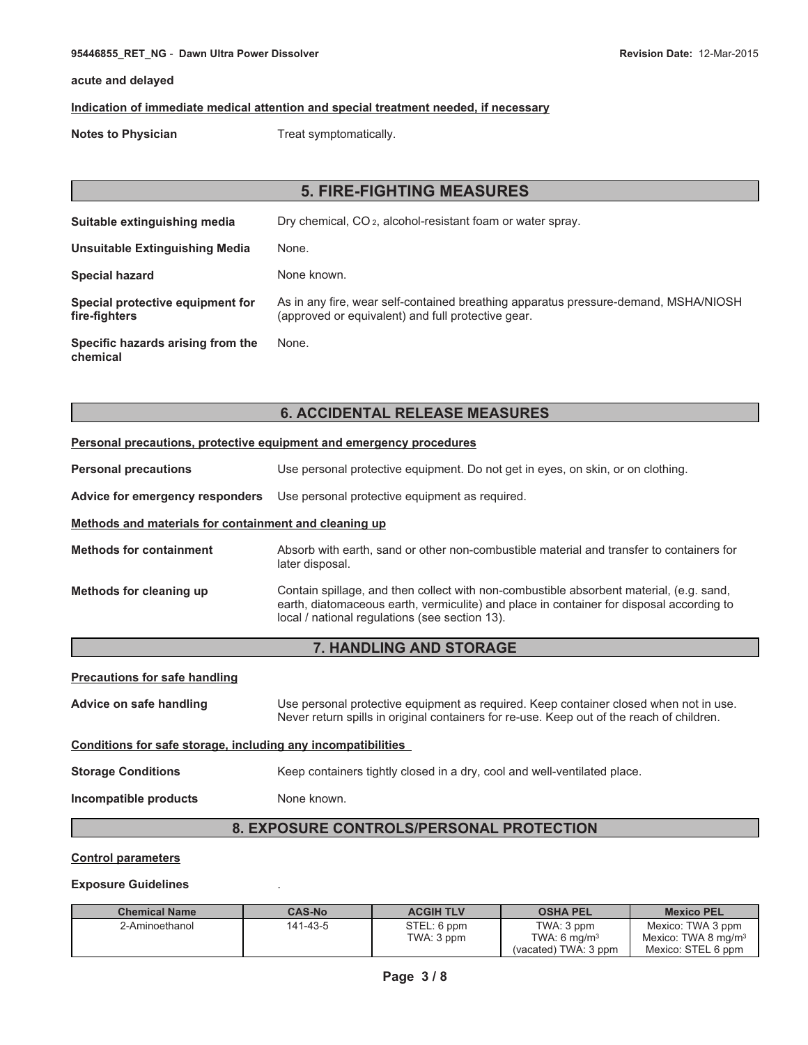**acute and delayed**

**Indication of immediate medical attention and special treatment needed, if necessary**

**Notes to Physician** Treat symptomatically.

## 5. FIRE-FIGHTING MEASURES

**Suitable extinguishing media** Dry chemical, $CO_2$, alcohol-resistant foam or water spray.

**Unsuitable Extinguishing Media** None.

**Special hazard** None known.

**Special protective equipment for fire-fighters** As in any fire, wear self-contained breathing apparatus pressure-demand, MSHA/NIOSH (approved or equivalent) and full protective gear.

**Specific hazards arising from the chemical** None.

## 6. ACCIDENTAL RELEASE MEASURES

**Personal precautions, protective equipment and emergency procedures**

**Personal precautions** Use personal protective equipment. Do not get in eyes, on skin, or on clothing.

**Advice for emergency responders** Use personal protective equipment as required.

**Methods and materials for containment and cleaning up**

**Methods for containment** Absorb with earth, sand or other non-combustible material and transfer to containers for later disposal.

**Methods for cleaning up** Contain spillage, and then collect with non-combustible absorbent material, (e.g. sand, earth, diatomaceous earth, vermiculite) and place in container for disposal according to local / national regulations (see section 13).

## 7. HANDLING AND STORAGE

**Precautions for safe handling**

**Advice on safe handling** Use personal protective equipment as required. Keep container closed when not in use. Never return spills in original containers for re-use. Keep out of the reach of children.

**Conditions for safe storage, including any incompatibilities**

**Storage Conditions** Keep containers tightly closed in a dry, cool and well-ventilated place.

**Incompatible products** None known.

## 8. EXPOSURE CONTROLS/PERSONAL PROTECTION

**Control parameters**

**Exposure Guidelines** .

| Chemical Name | CAS-No | ACGIH TLV | OSHA PEL | Mexico PEL |
|---|---|---|---|---|
| 2-Aminoethanol | 141-43-5 | STEL: 6 ppm<br>TWA: 3 ppm | TWA: 3 ppm<br>TWA: 6 mg/m$^3$<br>(vacated) TWA: 3 ppm | Mexico: TWA 3 ppm<br>Mexico: TWA 8 mg/m$^3$<br>Mexico: STEL 6 ppm |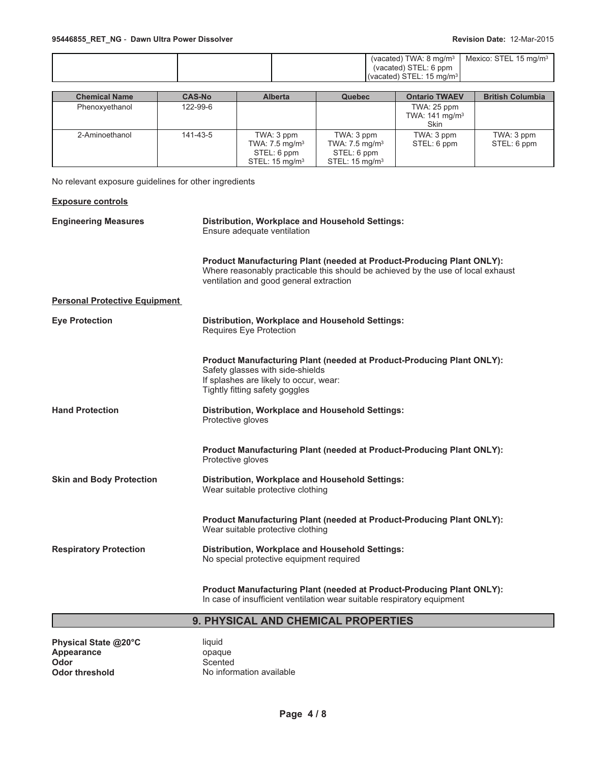| | | | (vacated) TWA: 8 mg/m³ (vacated) STEL: 6 ppm (vacated) STEL: 15 mg/m³ | Mexico: STEL 15 mg/m³ |
|---|---|---|---|---|

| Chemical Name | CAS-No | Alberta | Quebec | Ontario TWAEV | British Columbia |
|---|---|---|---|---|---|
| Phenoxyethanol | 122-99-6 | | | TWA: 25 ppm TWA: 141 mg/m³ Skin | |
| 2-Aminoethanol | 141-43-5 | TWA: 3 ppm TWA: 7.5 mg/m³ STEL: 6 ppm STEL: 15 mg/m³ | TWA: 3 ppm TWA: 7.5 mg/m³ STEL: 6 ppm STEL: 15 mg/m³ | TWA: 3 ppm STEL: 6 ppm | TWA: 3 ppm STEL: 6 ppm |

No relevant exposure guidelines for other ingredients

**Exposure controls**

**Engineering Measures**

**Distribution, Workplace and Household Settings:**
Ensure adequate ventilation

**Product Manufacturing Plant (needed at Product-Producing Plant ONLY):**
Where reasonably practicable this should be achieved by the use of local exhaust ventilation and good general extraction

**Personal Protective Equipment**

**Eye Protection**

**Distribution, Workplace and Household Settings:**
Requires Eye Protection

**Product Manufacturing Plant (needed at Product-Producing Plant ONLY):**
Safety glasses with side-shields
If splashes are likely to occur, wear:
Tightly fitting safety goggles

**Hand Protection**

**Distribution, Workplace and Household Settings:**
Protective gloves

**Product Manufacturing Plant (needed at Product-Producing Plant ONLY):**
Protective gloves

**Skin and Body Protection**

**Distribution, Workplace and Household Settings:**
Wear suitable protective clothing

**Product Manufacturing Plant (needed at Product-Producing Plant ONLY):**
Wear suitable protective clothing

**Respiratory Protection**

**Distribution, Workplace and Household Settings:**
No special protective equipment required

**Product Manufacturing Plant (needed at Product-Producing Plant ONLY):**
In case of insufficient ventilation wear suitable respiratory equipment

## 9. PHYSICAL AND CHEMICAL PROPERTIES

**Physical State @20°C** liquid
**Appearance** opaque
**Odor** Scented
**Odor threshold** No information available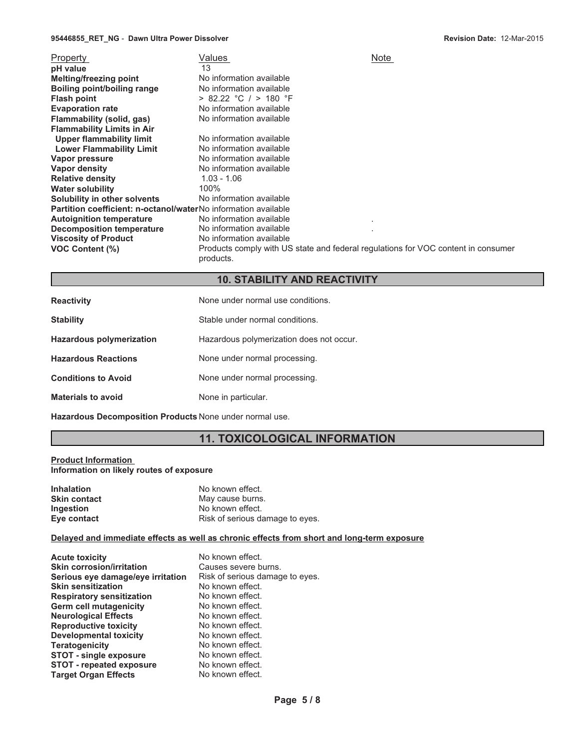| Property | Values | Note |
| --- | --- | --- |
| **pH value** | 13 | |
| **Melting/freezing point** | No information available | |
| **Boiling point/boiling range** | No information available | |
| **Flash point** | > 82.22 °C / > 180 °F | |
| **Evaporation rate** | No information available | |
| **Flammability (solid, gas)** | No information available | |
| **Flammability Limits in Air** | | |
| **Upper flammability limit** | No information available | |
| **Lower Flammability Limit** | No information available | |
| **Vapor pressure** | No information available | |
| **Vapor density** | No information available | |
| **Relative density** | 1.03 - 1.06 | |
| **Water solubility** | 100% | |
| **Solubility in other solvents** | No information available | |
| **Partition coefficient: n-octanol/water** | No information available | |
| **Autoignition temperature** | No information available | . |
| **Decomposition temperature** | No information available | . |
| **Viscosity of Product** | No information available | |
| **VOC Content (%)** | Products comply with US state and federal regulations for VOC content in consumer products. | |

## 10. STABILITY AND REACTIVITY

| | |
| --- | --- |
| **Reactivity** | None under normal use conditions. |
| **Stability** | Stable under normal conditions. |
| **Hazardous polymerization** | Hazardous polymerization does not occur. |
| **Hazardous Reactions** | None under normal processing. |
| **Conditions to Avoid** | None under normal processing. |
| **Materials to avoid** | None in particular. |
| **Hazardous Decomposition Products** | None under normal use. |

## 11. TOXICOLOGICAL INFORMATION

**Product Information**

**Information on likely routes of exposure**

| | |
| --- | --- |
| **Inhalation** | No known effect. |
| **Skin contact** | May cause burns. |
| **Ingestion** | No known effect. |
| **Eye contact** | Risk of serious damage to eyes. |

**Delayed and immediate effects as well as chronic effects from short and long-term exposure**

| | |
| --- | --- |
| **Acute toxicity** | No known effect. |
| **Skin corrosion/irritation** | Causes severe burns. |
| **Serious eye damage/eye irritation** | Risk of serious damage to eyes. |
| **Skin sensitization** | No known effect. |
| **Respiratory sensitization** | No known effect. |
| **Germ cell mutagenicity** | No known effect. |
| **Neurological Effects** | No known effect. |
| **Reproductive toxicity** | No known effect. |
| **Developmental toxicity** | No known effect. |
| **Teratogenicity** | No known effect. |
| **STOT - single exposure** | No known effect. |
| **STOT - repeated exposure** | No known effect. |
| **Target Organ Effects** | No known effect. |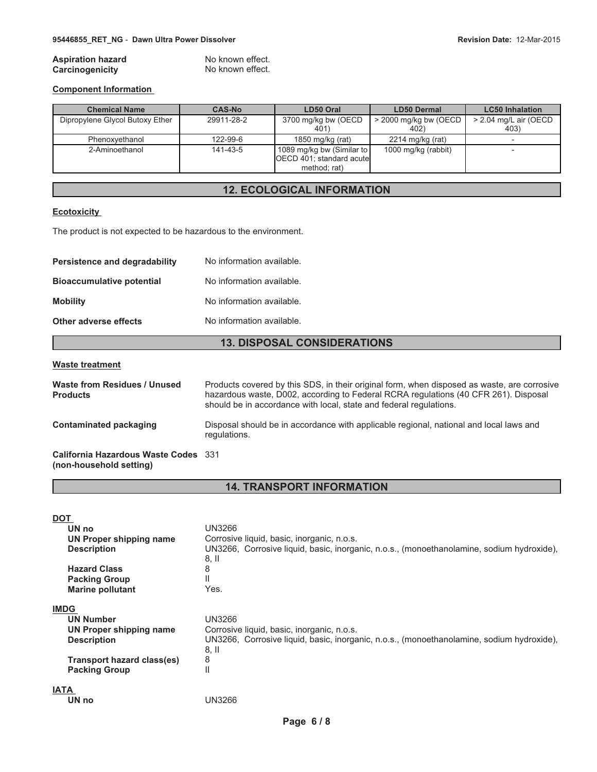**Aspiration hazard** No known effect.

**Carcinogenicity** No known effect.

**Component Information**

| Chemical Name | CAS-No | LD50 Oral | LD50 Dermal | LC50 Inhalation |
|---|---|---|---|---|
| Dipropylene Glycol Butoxy Ether | 29911-28-2 | 3700 mg/kg bw (OECD 401) | > 2000 mg/kg bw (OECD 402) | > 2.04 mg/L air (OECD 403) |
| Phenoxyethanol | 122-99-6 | 1850 mg/kg (rat) | 2214 mg/kg (rat) | - |
| 2-Aminoethanol | 141-43-5 | 1089 mg/kg bw (Similar to OECD 401; standard acute method; rat) | 1000 mg/kg (rabbit) | - |

## 12. ECOLOGICAL INFORMATION

**Ecotoxicity**

The product is not expected to be hazardous to the environment.

**Persistence and degradability** No information available.

**Bioaccumulative potential** No information available.

**Mobility** No information available.

**Other adverse effects** No information available.

## 13. DISPOSAL CONSIDERATIONS

**Waste treatment**

**Waste from Residues / Unused Products** Products covered by this SDS, in their original form, when disposed as waste, are corrosive hazardous waste, D002, according to Federal RCRA regulations (40 CFR 261). Disposal should be in accordance with local, state and federal regulations.

**Contaminated packaging** Disposal should be in accordance with applicable regional, national and local laws and regulations.

**California Hazardous Waste Codes (non-household setting)** 331

## 14. TRANSPORT INFORMATION

**DOT**

- **UN no** UN3266
- **UN Proper shipping name** Corrosive liquid, basic, inorganic, n.o.s.
- **Description** UN3266, Corrosive liquid, basic, inorganic, n.o.s., (monoethanolamine, sodium hydroxide), 8, II
- **Hazard Class** 8
- **Packing Group** II
- **Marine pollutant** Yes.

**IMDG**

- **UN Number** UN3266
- **UN Proper shipping name** Corrosive liquid, basic, inorganic, n.o.s.
- **Description** UN3266, Corrosive liquid, basic, inorganic, n.o.s., (monoethanolamine, sodium hydroxide), 8, II
- **Transport hazard class(es)** 8
- **Packing Group** II

**IATA**

- **UN no** UN3266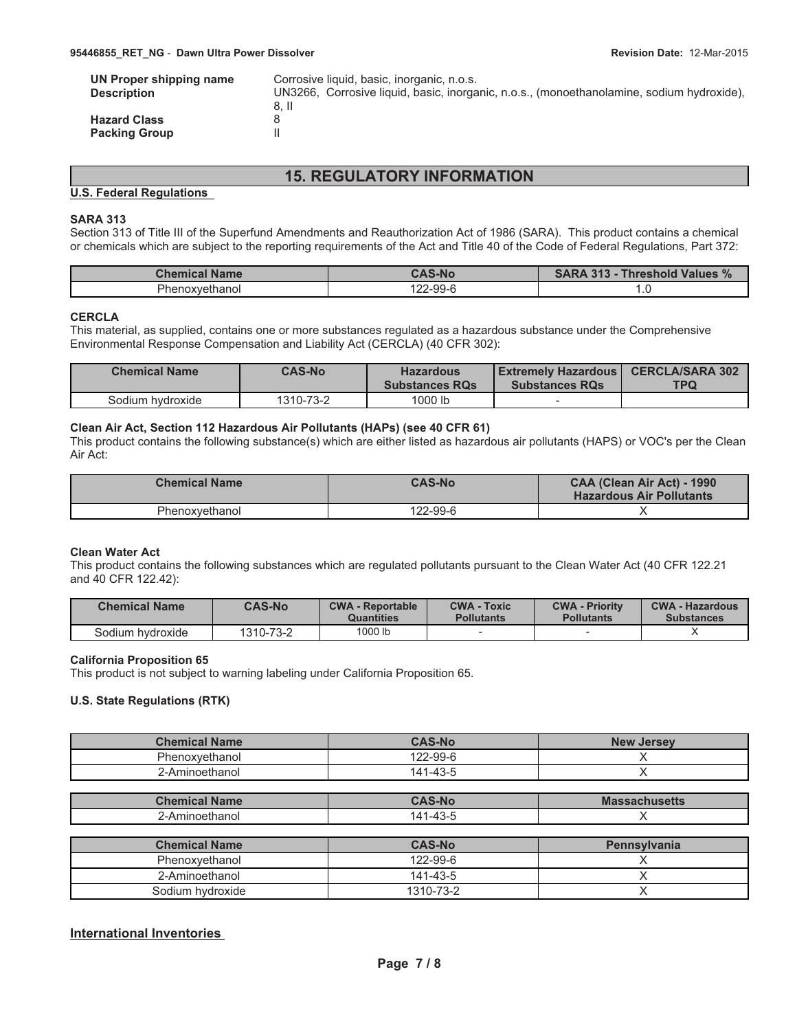| | |
|---|---|
| **UN Proper shipping name** | Corrosive liquid, basic, inorganic, n.o.s. |
| **Description** | UN3266, Corrosive liquid, basic, inorganic, n.o.s., (monoethanolamine, sodium hydroxide), 8, II |
| **Hazard Class** | 8 |
| **Packing Group** | II |

## 15. REGULATORY INFORMATION

**U.S. Federal Regulations**

### SARA 313

Section 313 of Title III of the Superfund Amendments and Reauthorization Act of 1986 (SARA). This product contains a chemical or chemicals which are subject to the reporting requirements of the Act and Title 40 of the Code of Federal Regulations, Part 372:

| Chemical Name | CAS-No | SARA 313 - Threshold Values % |
|---|---|---|
| Phenoxyethanol | 122-99-6 | 1.0 |

### CERCLA

This material, as supplied, contains one or more substances regulated as a hazardous substance under the Comprehensive Environmental Response Compensation and Liability Act (CERCLA) (40 CFR 302):

| Chemical Name | CAS-No | Hazardous Substances RQs | Extremely Hazardous Substances RQs | CERCLA/SARA 302 TPQ |
|---|---|---|---|---|
| Sodium hydroxide | 1310-73-2 | 1000 lb | - | |

### Clean Air Act, Section 112 Hazardous Air Pollutants (HAPs) (see 40 CFR 61)

This product contains the following substance(s) which are either listed as hazardous air pollutants (HAPS) or VOC's per the Clean Air Act:

| Chemical Name | CAS-No | CAA (Clean Air Act) - 1990 Hazardous Air Pollutants |
|---|---|---|
| Phenoxyethanol | 122-99-6 | X |

### Clean Water Act

This product contains the following substances which are regulated pollutants pursuant to the Clean Water Act (40 CFR 122.21 and 40 CFR 122.42):

| Chemical Name | CAS-No | CWA - Reportable Quantities | CWA - Toxic Pollutants | CWA - Priority Pollutants | CWA - Hazardous Substances |
|---|---|---|---|---|---|
| Sodium hydroxide | 1310-73-2 | 1000 lb | - | - | X |

### California Proposition 65

This product is not subject to warning labeling under California Proposition 65.

### U.S. State Regulations (RTK)

| Chemical Name | CAS-No | New Jersey |
|---|---|---|
| Phenoxyethanol | 122-99-6 | X |
| 2-Aminoethanol | 141-43-5 | X |

| Chemical Name | CAS-No | Massachusetts |
|---|---|---|
| 2-Aminoethanol | 141-43-5 | X |

| Chemical Name | CAS-No | Pennsylvania |
|---|---|---|
| Phenoxyethanol | 122-99-6 | X |
| 2-Aminoethanol | 141-43-5 | X |
| Sodium hydroxide | 1310-73-2 | X |

**International Inventories**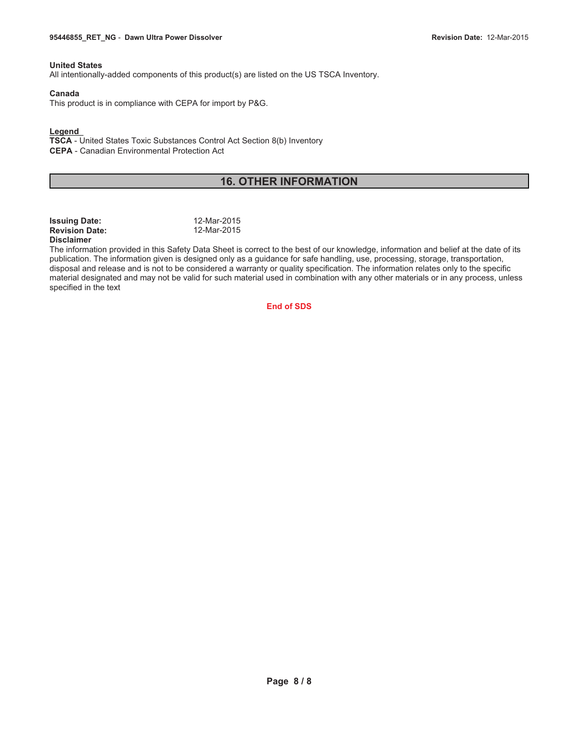**United States**
All intentionally-added components of this product(s) are listed on the US TSCA Inventory.

**Canada**
This product is in compliance with CEPA for import by P&G.

**Legend**
**TSCA** - United States Toxic Substances Control Act Section 8(b) Inventory
**CEPA** - Canadian Environmental Protection Act

## 16. OTHER INFORMATION

**Issuing Date:** 12-Mar-2015
**Revision Date:** 12-Mar-2015

**Disclaimer**

The information provided in this Safety Data Sheet is correct to the best of our knowledge, information and belief at the date of its publication. The information given is designed only as a guidance for safe handling, use, processing, storage, transportation, disposal and release and is not to be considered a warranty or quality specification. The information relates only to the specific material designated and may not be valid for such material used in combination with any other materials or in any process, unless specified in the text

**End of SDS**